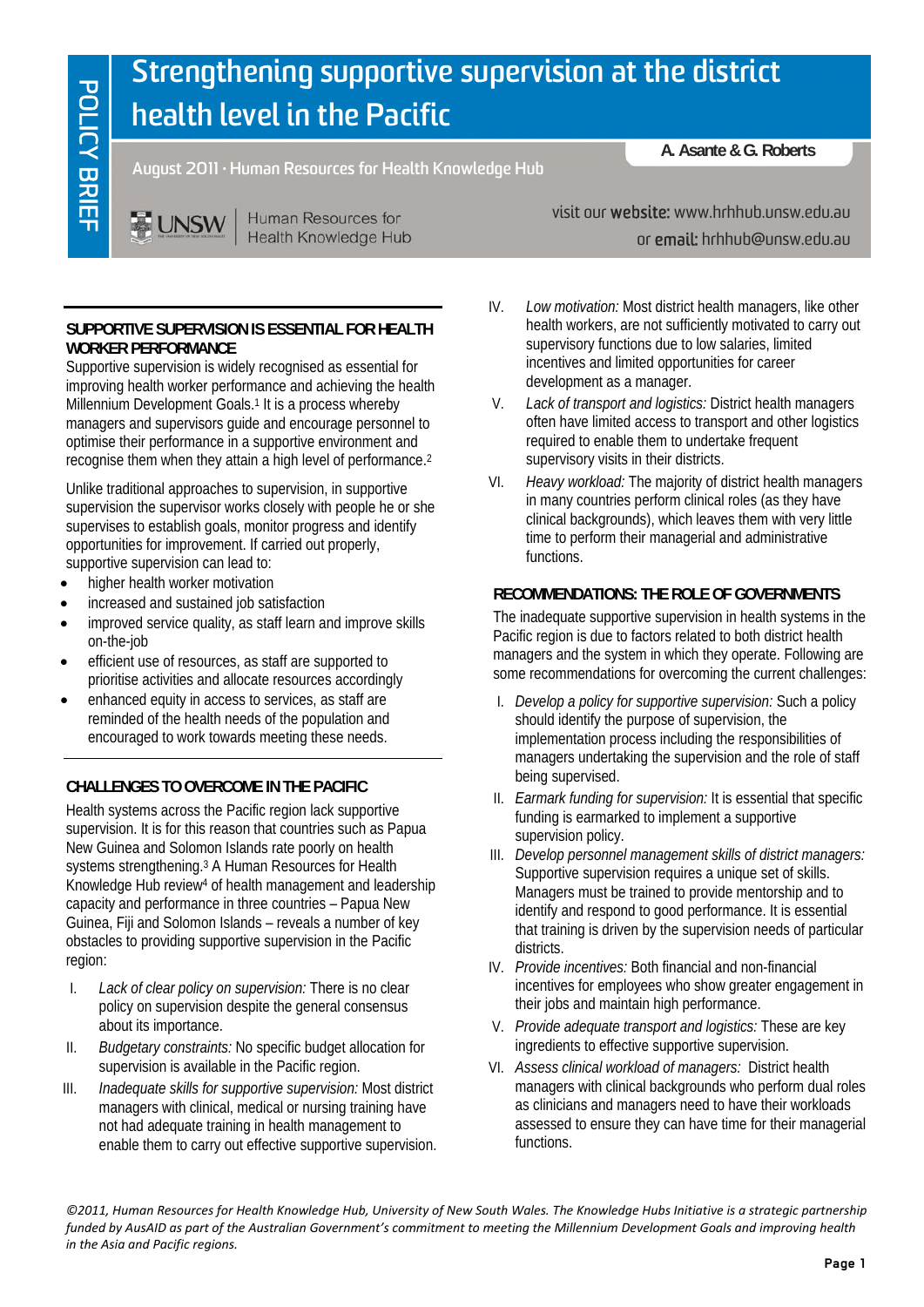POLICY BRIEF

# Strengthening supportive supervision at the district health level in the Pacific

August 2011 · Human Resources for Health Knowledge Hub

**A. Asante & G. Roberts**

UNSW | Human Resources for Health Knowledge Hub

visit our **website:** www.hrhhub.unsw.edu.au
or **email:** hrhhub@unsw.edu.au

## SUPPORTIVE SUPERVISION IS ESSENTIAL FOR HEALTH WORKER PERFORMANCE

Supportive supervision is widely recognised as essential for improving health worker performance and achieving the health Millennium Development Goals.[1] It is a process whereby managers and supervisors guide and encourage personnel to optimise their performance in a supportive environment and recognise them when they attain a high level of performance.[2]

Unlike traditional approaches to supervision, in supportive supervision the supervisor works closely with people he or she supervises to establish goals, monitor progress and identify opportunities for improvement. If carried out properly, supportive supervision can lead to:

- higher health worker motivation
- increased and sustained job satisfaction
- improved service quality, as staff learn and improve skills on-the-job
- efficient use of resources, as staff are supported to prioritise activities and allocate resources accordingly
- enhanced equity in access to services, as staff are reminded of the health needs of the population and encouraged to work towards meeting these needs.

## CHALLENGES TO OVERCOME IN THE PACIFIC

Health systems across the Pacific region lack supportive supervision. It is for this reason that countries such as Papua New Guinea and Solomon Islands rate poorly on health systems strengthening.[3] A Human Resources for Health Knowledge Hub review[4] of health management and leadership capacity and performance in three countries – Papua New Guinea, Fiji and Solomon Islands – reveals a number of key obstacles to providing supportive supervision in the Pacific region:

I. *Lack of clear policy on supervision:* There is no clear policy on supervision despite the general consensus about its importance.

II. *Budgetary constraints:* No specific budget allocation for supervision is available in the Pacific region.

III. *Inadequate skills for supportive supervision:* Most district managers with clinical, medical or nursing training have not had adequate training in health management to enable them to carry out effective supportive supervision.

IV. *Low motivation:* Most district health managers, like other health workers, are not sufficiently motivated to carry out supervisory functions due to low salaries, limited incentives and limited opportunities for career development as a manager.

V. *Lack of transport and logistics:* District health managers often have limited access to transport and other logistics required to enable them to undertake frequent supervisory visits in their districts.

VI. *Heavy workload:* The majority of district health managers in many countries perform clinical roles (as they have clinical backgrounds), which leaves them with very little time to perform their managerial and administrative functions.

## RECOMMENDATIONS: THE ROLE OF GOVERNMENTS

The inadequate supportive supervision in health systems in the Pacific region is due to factors related to both district health managers and the system in which they operate. Following are some recommendations for overcoming the current challenges:

I. *Develop a policy for supportive supervision:* Such a policy should identify the purpose of supervision, the implementation process including the responsibilities of managers undertaking the supervision and the role of staff being supervised.

II. *Earmark funding for supervision:* It is essential that specific funding is earmarked to implement a supportive supervision policy.

III. *Develop personnel management skills of district managers:* Supportive supervision requires a unique set of skills. Managers must be trained to provide mentorship and to identify and respond to good performance. It is essential that training is driven by the supervision needs of particular districts.

IV. *Provide incentives:* Both financial and non-financial incentives for employees who show greater engagement in their jobs and maintain high performance.

V. *Provide adequate transport and logistics:* These are key ingredients to effective supportive supervision.

VI. *Assess clinical workload of managers:* District health managers with clinical backgrounds who perform dual roles as clinicians and managers need to have their workloads assessed to ensure they can have time for their managerial functions.

*©2011, Human Resources for Health Knowledge Hub, University of New South Wales. The Knowledge Hubs Initiative is a strategic partnership funded by AusAID as part of the Australian Government's commitment to meeting the Millennium Development Goals and improving health in the Asia and Pacific regions.*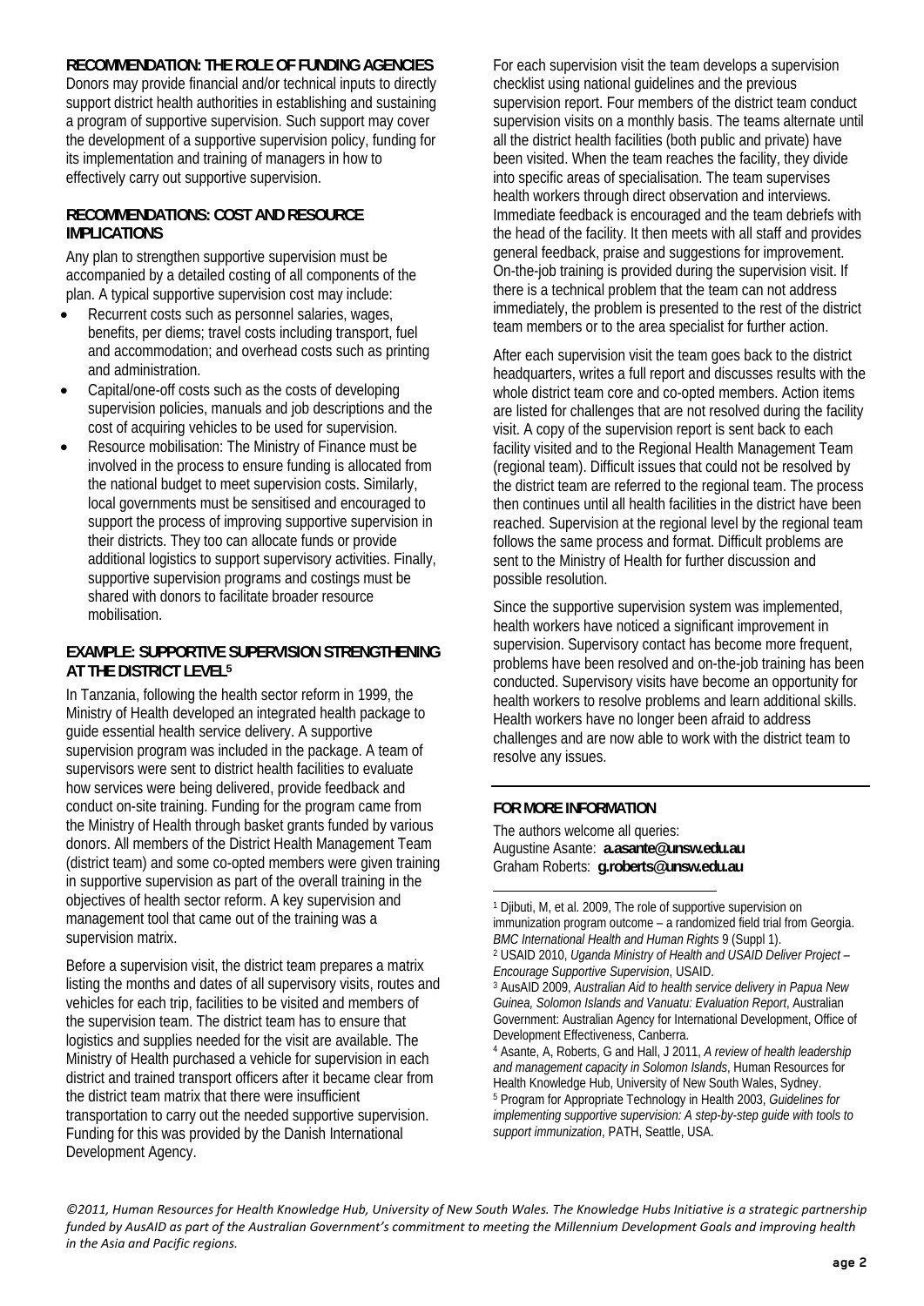## RECOMMENDATION: THE ROLE OF FUNDING AGENCIES

Donors may provide financial and/or technical inputs to directly support district health authorities in establishing and sustaining a program of supportive supervision. Such support may cover the development of a supportive supervision policy, funding for its implementation and training of managers in how to effectively carry out supportive supervision.

## RECOMMENDATIONS: COST AND RESOURCE IMPLICATIONS

Any plan to strengthen supportive supervision must be accompanied by a detailed costing of all components of the plan. A typical supportive supervision cost may include:

- Recurrent costs such as personnel salaries, wages, benefits, per diems; travel costs including transport, fuel and accommodation; and overhead costs such as printing and administration.
- Capital/one-off costs such as the costs of developing supervision policies, manuals and job descriptions and the cost of acquiring vehicles to be used for supervision.
- Resource mobilisation: The Ministry of Finance must be involved in the process to ensure funding is allocated from the national budget to meet supervision costs. Similarly, local governments must be sensitised and encouraged to support the process of improving supportive supervision in their districts. They too can allocate funds or provide additional logistics to support supervisory activities. Finally, supportive supervision programs and costings must be shared with donors to facilitate broader resource mobilisation.

## EXAMPLE: SUPPORTIVE SUPERVISION STRENGTHENING AT THE DISTRICT LEVEL[5]

In Tanzania, following the health sector reform in 1999, the Ministry of Health developed an integrated health package to guide essential health service delivery. A supportive supervision program was included in the package. A team of supervisors were sent to district health facilities to evaluate how services were being delivered, provide feedback and conduct on-site training. Funding for the program came from the Ministry of Health through basket grants funded by various donors. All members of the District Health Management Team (district team) and some co-opted members were given training in supportive supervision as part of the overall training in the objectives of health sector reform. A key supervision and management tool that came out of the training was a supervision matrix.

Before a supervision visit, the district team prepares a matrix listing the months and dates of all supervisory visits, routes and vehicles for each trip, facilities to be visited and members of the supervision team. The district team has to ensure that logistics and supplies needed for the visit are available. The Ministry of Health purchased a vehicle for supervision in each district and trained transport officers after it became clear from the district team matrix that there were insufficient transportation to carry out the needed supportive supervision. Funding for this was provided by the Danish International Development Agency.

For each supervision visit the team develops a supervision checklist using national guidelines and the previous supervision report. Four members of the district team conduct supervision visits on a monthly basis. The teams alternate until all the district health facilities (both public and private) have been visited. When the team reaches the facility, they divide into specific areas of specialisation. The team supervises health workers through direct observation and interviews. Immediate feedback is encouraged and the team debriefs with the head of the facility. It then meets with all staff and provides general feedback, praise and suggestions for improvement. On-the-job training is provided during the supervision visit. If there is a technical problem that the team can not address immediately, the problem is presented to the rest of the district team members or to the area specialist for further action.

After each supervision visit the team goes back to the district headquarters, writes a full report and discusses results with the whole district team core and co-opted members. Action items are listed for challenges that are not resolved during the facility visit. A copy of the supervision report is sent back to each facility visited and to the Regional Health Management Team (regional team). Difficult issues that could not be resolved by the district team are referred to the regional team. The process then continues until all health facilities in the district have been reached. Supervision at the regional level by the regional team follows the same process and format. Difficult problems are sent to the Ministry of Health for further discussion and possible resolution.

Since the supportive supervision system was implemented, health workers have noticed a significant improvement in supervision. Supervisory contact has become more frequent, problems have been resolved and on-the-job training has been conducted. Supervisory visits have become an opportunity for health workers to resolve problems and learn additional skills. Health workers have no longer been afraid to address challenges and are now able to work with the district team to resolve any issues.

## FOR MORE INFORMATION

The authors welcome all queries:
Augustine Asante: **a.asante@unsw.edu.au**
Graham Roberts: **g.roberts@unsw.edu.au**

---

[1] Djibuti, M, et al. 2009, The role of supportive supervision on immunization program outcome – a randomized field trial from Georgia. *BMC International Health and Human Rights* 9 (Suppl 1).

[2] USAID 2010, *Uganda Ministry of Health and USAID Deliver Project – Encourage Supportive Supervision*, USAID.

[3] AusAID 2009, *Australian Aid to health service delivery in Papua New Guinea, Solomon Islands and Vanuatu: Evaluation Report*, Australian Government: Australian Agency for International Development, Office of Development Effectiveness, Canberra.

[4] Asante, A, Roberts, G and Hall, J 2011, *A review of health leadership and management capacity in Solomon Islands*, Human Resources for Health Knowledge Hub, University of New South Wales, Sydney.

[5] Program for Appropriate Technology in Health 2003, *Guidelines for implementing supportive supervision: A step-by-step guide with tools to support immunization*, PATH, Seattle, USA.

*©2011, Human Resources for Health Knowledge Hub, University of New South Wales. The Knowledge Hubs Initiative is a strategic partnership funded by AusAID as part of the Australian Government's commitment to meeting the Millennium Development Goals and improving health in the Asia and Pacific regions.*